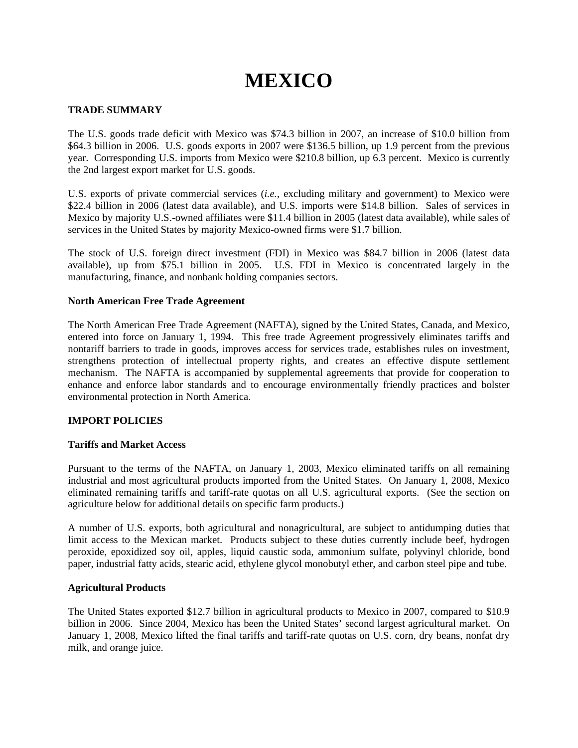# MEXICO

## TRADE SUMMARY

The U.S. goods trade deficit with Mexico was $74.3 billion in 2007, an increase of $10.0 billion from $64.3 billion in 2006. U.S. goods exports in 2007 were $136.5 billion, up 1.9 percent from the previous year. Corresponding U.S. imports from Mexico were $210.8 billion, up 6.3 percent. Mexico is currently the 2nd largest export market for U.S. goods.

U.S. exports of private commercial services (*i.e.*, excluding military and government) to Mexico were $22.4 billion in 2006 (latest data available), and U.S. imports were $14.8 billion. Sales of services in Mexico by majority U.S.-owned affiliates were $11.4 billion in 2005 (latest data available), while sales of services in the United States by majority Mexico-owned firms were $1.7 billion.

The stock of U.S. foreign direct investment (FDI) in Mexico was $84.7 billion in 2006 (latest data available), up from $75.1 billion in 2005. U.S. FDI in Mexico is concentrated largely in the manufacturing, finance, and nonbank holding companies sectors.

### North American Free Trade Agreement

The North American Free Trade Agreement (NAFTA), signed by the United States, Canada, and Mexico, entered into force on January 1, 1994. This free trade Agreement progressively eliminates tariffs and nontariff barriers to trade in goods, improves access for services trade, establishes rules on investment, strengthens protection of intellectual property rights, and creates an effective dispute settlement mechanism. The NAFTA is accompanied by supplemental agreements that provide for cooperation to enhance and enforce labor standards and to encourage environmentally friendly practices and bolster environmental protection in North America.

## IMPORT POLICIES

### Tariffs and Market Access

Pursuant to the terms of the NAFTA, on January 1, 2003, Mexico eliminated tariffs on all remaining industrial and most agricultural products imported from the United States. On January 1, 2008, Mexico eliminated remaining tariffs and tariff-rate quotas on all U.S. agricultural exports. (See the section on agriculture below for additional details on specific farm products.)

A number of U.S. exports, both agricultural and nonagricultural, are subject to antidumping duties that limit access to the Mexican market. Products subject to these duties currently include beef, hydrogen peroxide, epoxidized soy oil, apples, liquid caustic soda, ammonium sulfate, polyvinyl chloride, bond paper, industrial fatty acids, stearic acid, ethylene glycol monobutyl ether, and carbon steel pipe and tube.

### Agricultural Products

The United States exported $12.7 billion in agricultural products to Mexico in 2007, compared to $10.9 billion in 2006. Since 2004, Mexico has been the United States' second largest agricultural market. On January 1, 2008, Mexico lifted the final tariffs and tariff-rate quotas on U.S. corn, dry beans, nonfat dry milk, and orange juice.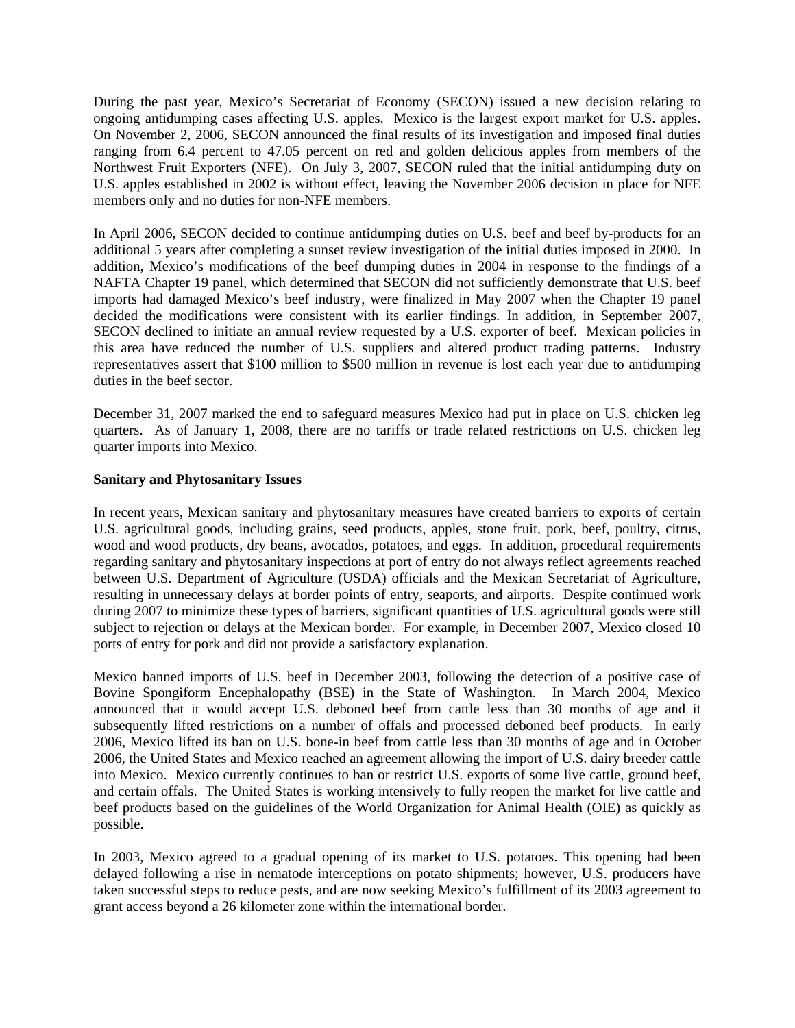During the past year, Mexico's Secretariat of Economy (SECON) issued a new decision relating to ongoing antidumping cases affecting U.S. apples. Mexico is the largest export market for U.S. apples. On November 2, 2006, SECON announced the final results of its investigation and imposed final duties ranging from 6.4 percent to 47.05 percent on red and golden delicious apples from members of the Northwest Fruit Exporters (NFE). On July 3, 2007, SECON ruled that the initial antidumping duty on U.S. apples established in 2002 is without effect, leaving the November 2006 decision in place for NFE members only and no duties for non-NFE members.

In April 2006, SECON decided to continue antidumping duties on U.S. beef and beef by-products for an additional 5 years after completing a sunset review investigation of the initial duties imposed in 2000. In addition, Mexico's modifications of the beef dumping duties in 2004 in response to the findings of a NAFTA Chapter 19 panel, which determined that SECON did not sufficiently demonstrate that U.S. beef imports had damaged Mexico's beef industry, were finalized in May 2007 when the Chapter 19 panel decided the modifications were consistent with its earlier findings. In addition, in September 2007, SECON declined to initiate an annual review requested by a U.S. exporter of beef. Mexican policies in this area have reduced the number of U.S. suppliers and altered product trading patterns. Industry representatives assert that $100 million to $500 million in revenue is lost each year due to antidumping duties in the beef sector.

December 31, 2007 marked the end to safeguard measures Mexico had put in place on U.S. chicken leg quarters. As of January 1, 2008, there are no tariffs or trade related restrictions on U.S. chicken leg quarter imports into Mexico.

**Sanitary and Phytosanitary Issues**

In recent years, Mexican sanitary and phytosanitary measures have created barriers to exports of certain U.S. agricultural goods, including grains, seed products, apples, stone fruit, pork, beef, poultry, citrus, wood and wood products, dry beans, avocados, potatoes, and eggs. In addition, procedural requirements regarding sanitary and phytosanitary inspections at port of entry do not always reflect agreements reached between U.S. Department of Agriculture (USDA) officials and the Mexican Secretariat of Agriculture, resulting in unnecessary delays at border points of entry, seaports, and airports. Despite continued work during 2007 to minimize these types of barriers, significant quantities of U.S. agricultural goods were still subject to rejection or delays at the Mexican border. For example, in December 2007, Mexico closed 10 ports of entry for pork and did not provide a satisfactory explanation.

Mexico banned imports of U.S. beef in December 2003, following the detection of a positive case of Bovine Spongiform Encephalopathy (BSE) in the State of Washington. In March 2004, Mexico announced that it would accept U.S. deboned beef from cattle less than 30 months of age and it subsequently lifted restrictions on a number of offals and processed deboned beef products. In early 2006, Mexico lifted its ban on U.S. bone-in beef from cattle less than 30 months of age and in October 2006, the United States and Mexico reached an agreement allowing the import of U.S. dairy breeder cattle into Mexico. Mexico currently continues to ban or restrict U.S. exports of some live cattle, ground beef, and certain offals. The United States is working intensively to fully reopen the market for live cattle and beef products based on the guidelines of the World Organization for Animal Health (OIE) as quickly as possible.

In 2003, Mexico agreed to a gradual opening of its market to U.S. potatoes. This opening had been delayed following a rise in nematode interceptions on potato shipments; however, U.S. producers have taken successful steps to reduce pests, and are now seeking Mexico's fulfillment of its 2003 agreement to grant access beyond a 26 kilometer zone within the international border.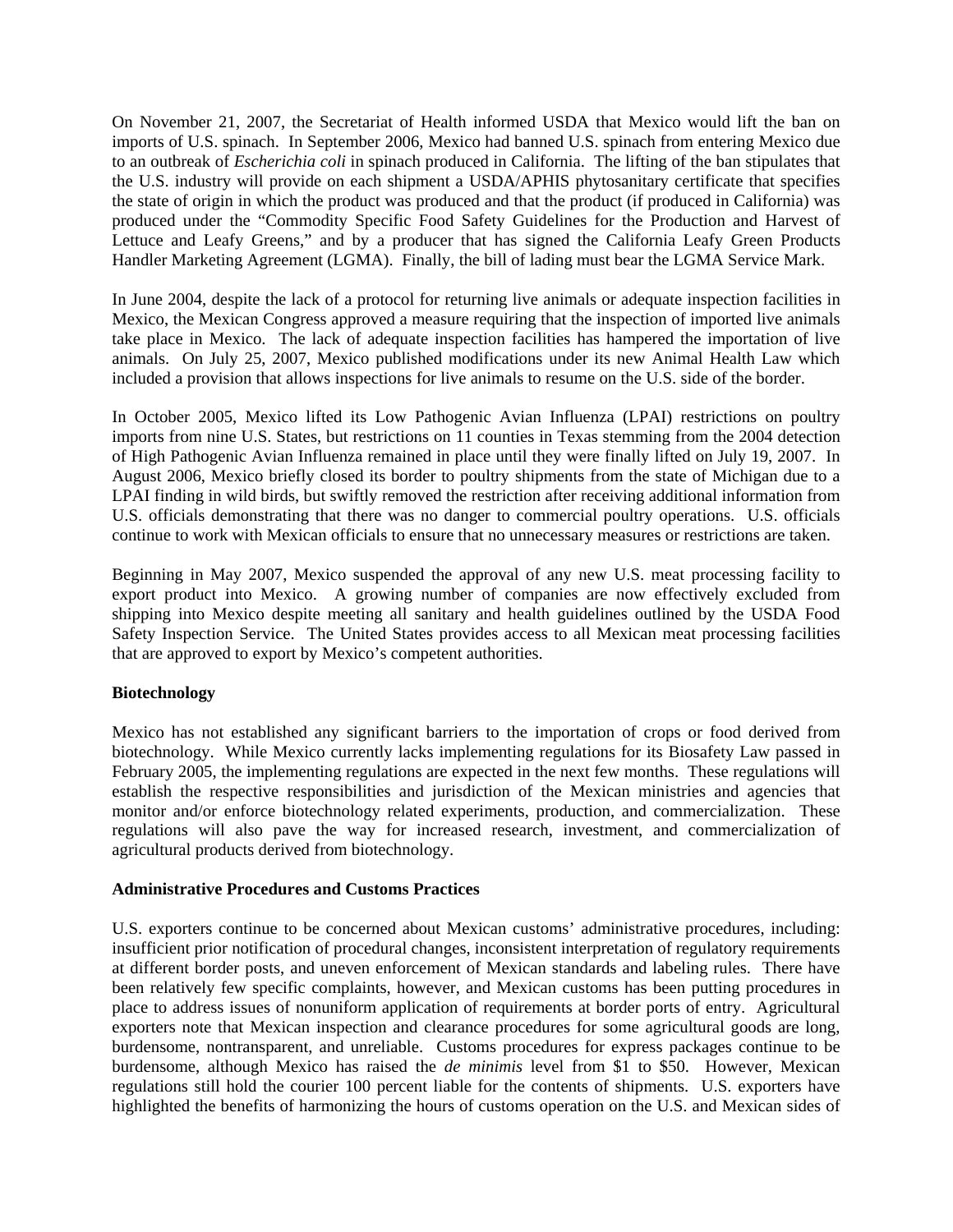On November 21, 2007, the Secretariat of Health informed USDA that Mexico would lift the ban on imports of U.S. spinach. In September 2006, Mexico had banned U.S. spinach from entering Mexico due to an outbreak of *Escherichia coli* in spinach produced in California. The lifting of the ban stipulates that the U.S. industry will provide on each shipment a USDA/APHIS phytosanitary certificate that specifies the state of origin in which the product was produced and that the product (if produced in California) was produced under the "Commodity Specific Food Safety Guidelines for the Production and Harvest of Lettuce and Leafy Greens," and by a producer that has signed the California Leafy Green Products Handler Marketing Agreement (LGMA). Finally, the bill of lading must bear the LGMA Service Mark.

In June 2004, despite the lack of a protocol for returning live animals or adequate inspection facilities in Mexico, the Mexican Congress approved a measure requiring that the inspection of imported live animals take place in Mexico. The lack of adequate inspection facilities has hampered the importation of live animals. On July 25, 2007, Mexico published modifications under its new Animal Health Law which included a provision that allows inspections for live animals to resume on the U.S. side of the border.

In October 2005, Mexico lifted its Low Pathogenic Avian Influenza (LPAI) restrictions on poultry imports from nine U.S. States, but restrictions on 11 counties in Texas stemming from the 2004 detection of High Pathogenic Avian Influenza remained in place until they were finally lifted on July 19, 2007. In August 2006, Mexico briefly closed its border to poultry shipments from the state of Michigan due to a LPAI finding in wild birds, but swiftly removed the restriction after receiving additional information from U.S. officials demonstrating that there was no danger to commercial poultry operations. U.S. officials continue to work with Mexican officials to ensure that no unnecessary measures or restrictions are taken.

Beginning in May 2007, Mexico suspended the approval of any new U.S. meat processing facility to export product into Mexico. A growing number of companies are now effectively excluded from shipping into Mexico despite meeting all sanitary and health guidelines outlined by the USDA Food Safety Inspection Service. The United States provides access to all Mexican meat processing facilities that are approved to export by Mexico's competent authorities.

**Biotechnology**

Mexico has not established any significant barriers to the importation of crops or food derived from biotechnology. While Mexico currently lacks implementing regulations for its Biosafety Law passed in February 2005, the implementing regulations are expected in the next few months. These regulations will establish the respective responsibilities and jurisdiction of the Mexican ministries and agencies that monitor and/or enforce biotechnology related experiments, production, and commercialization. These regulations will also pave the way for increased research, investment, and commercialization of agricultural products derived from biotechnology.

**Administrative Procedures and Customs Practices**

U.S. exporters continue to be concerned about Mexican customs' administrative procedures, including: insufficient prior notification of procedural changes, inconsistent interpretation of regulatory requirements at different border posts, and uneven enforcement of Mexican standards and labeling rules. There have been relatively few specific complaints, however, and Mexican customs has been putting procedures in place to address issues of nonuniform application of requirements at border ports of entry. Agricultural exporters note that Mexican inspection and clearance procedures for some agricultural goods are long, burdensome, nontransparent, and unreliable. Customs procedures for express packages continue to be burdensome, although Mexico has raised the *de minimis* level from $1 to $50. However, Mexican regulations still hold the courier 100 percent liable for the contents of shipments. U.S. exporters have highlighted the benefits of harmonizing the hours of customs operation on the U.S. and Mexican sides of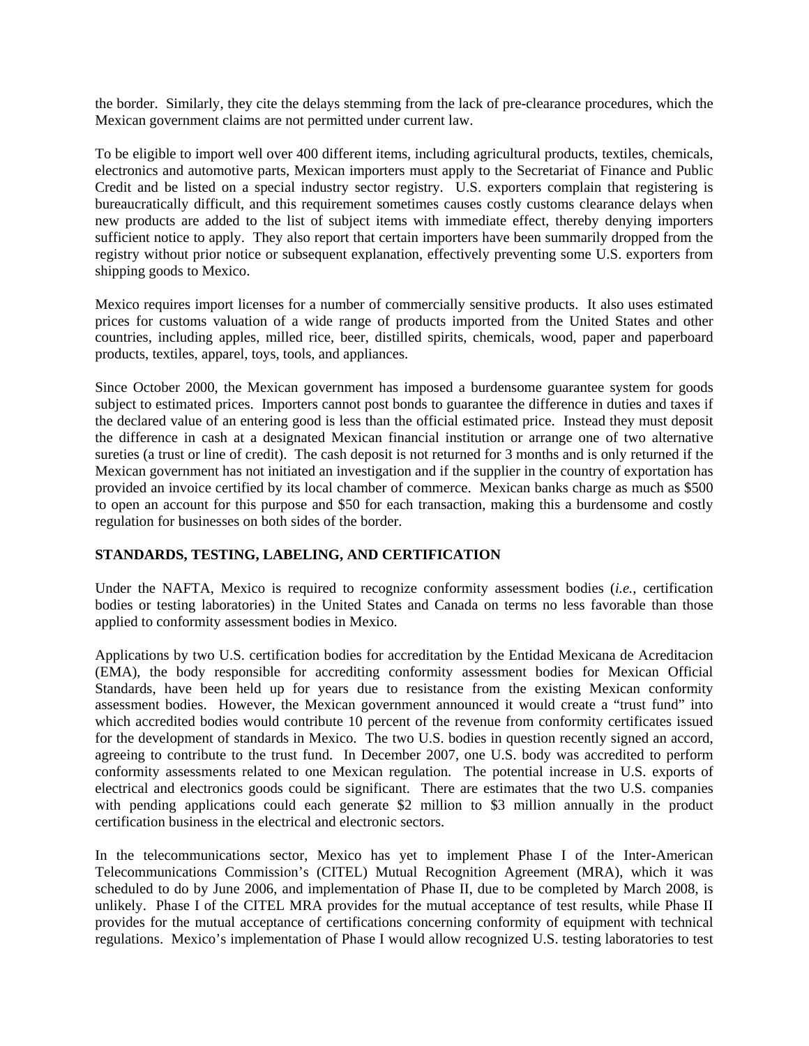the border. Similarly, they cite the delays stemming from the lack of pre-clearance procedures, which the Mexican government claims are not permitted under current law.

To be eligible to import well over 400 different items, including agricultural products, textiles, chemicals, electronics and automotive parts, Mexican importers must apply to the Secretariat of Finance and Public Credit and be listed on a special industry sector registry. U.S. exporters complain that registering is bureaucratically difficult, and this requirement sometimes causes costly customs clearance delays when new products are added to the list of subject items with immediate effect, thereby denying importers sufficient notice to apply. They also report that certain importers have been summarily dropped from the registry without prior notice or subsequent explanation, effectively preventing some U.S. exporters from shipping goods to Mexico.

Mexico requires import licenses for a number of commercially sensitive products. It also uses estimated prices for customs valuation of a wide range of products imported from the United States and other countries, including apples, milled rice, beer, distilled spirits, chemicals, wood, paper and paperboard products, textiles, apparel, toys, tools, and appliances.

Since October 2000, the Mexican government has imposed a burdensome guarantee system for goods subject to estimated prices. Importers cannot post bonds to guarantee the difference in duties and taxes if the declared value of an entering good is less than the official estimated price. Instead they must deposit the difference in cash at a designated Mexican financial institution or arrange one of two alternative sureties (a trust or line of credit). The cash deposit is not returned for 3 months and is only returned if the Mexican government has not initiated an investigation and if the supplier in the country of exportation has provided an invoice certified by its local chamber of commerce. Mexican banks charge as much as $500 to open an account for this purpose and $50 for each transaction, making this a burdensome and costly regulation for businesses on both sides of the border.

## STANDARDS, TESTING, LABELING, AND CERTIFICATION

Under the NAFTA, Mexico is required to recognize conformity assessment bodies (*i.e.*, certification bodies or testing laboratories) in the United States and Canada on terms no less favorable than those applied to conformity assessment bodies in Mexico.

Applications by two U.S. certification bodies for accreditation by the Entidad Mexicana de Acreditacion (EMA), the body responsible for accrediting conformity assessment bodies for Mexican Official Standards, have been held up for years due to resistance from the existing Mexican conformity assessment bodies. However, the Mexican government announced it would create a "trust fund" into which accredited bodies would contribute 10 percent of the revenue from conformity certificates issued for the development of standards in Mexico. The two U.S. bodies in question recently signed an accord, agreeing to contribute to the trust fund. In December 2007, one U.S. body was accredited to perform conformity assessments related to one Mexican regulation. The potential increase in U.S. exports of electrical and electronics goods could be significant. There are estimates that the two U.S. companies with pending applications could each generate $2 million to $3 million annually in the product certification business in the electrical and electronic sectors.

In the telecommunications sector, Mexico has yet to implement Phase I of the Inter-American Telecommunications Commission's (CITEL) Mutual Recognition Agreement (MRA), which it was scheduled to do by June 2006, and implementation of Phase II, due to be completed by March 2008, is unlikely. Phase I of the CITEL MRA provides for the mutual acceptance of test results, while Phase II provides for the mutual acceptance of certifications concerning conformity of equipment with technical regulations. Mexico's implementation of Phase I would allow recognized U.S. testing laboratories to test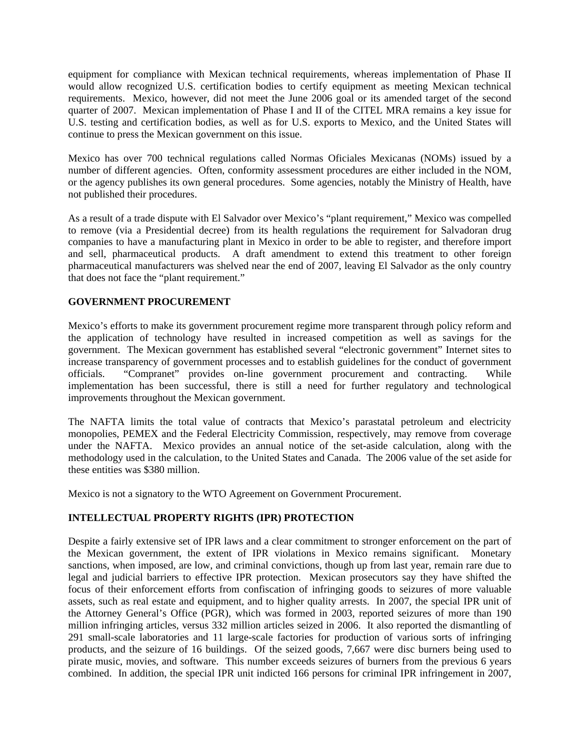equipment for compliance with Mexican technical requirements, whereas implementation of Phase II would allow recognized U.S. certification bodies to certify equipment as meeting Mexican technical requirements. Mexico, however, did not meet the June 2006 goal or its amended target of the second quarter of 2007. Mexican implementation of Phase I and II of the CITEL MRA remains a key issue for U.S. testing and certification bodies, as well as for U.S. exports to Mexico, and the United States will continue to press the Mexican government on this issue.

Mexico has over 700 technical regulations called Normas Oficiales Mexicanas (NOMs) issued by a number of different agencies. Often, conformity assessment procedures are either included in the NOM, or the agency publishes its own general procedures. Some agencies, notably the Ministry of Health, have not published their procedures.

As a result of a trade dispute with El Salvador over Mexico's "plant requirement," Mexico was compelled to remove (via a Presidential decree) from its health regulations the requirement for Salvadoran drug companies to have a manufacturing plant in Mexico in order to be able to register, and therefore import and sell, pharmaceutical products. A draft amendment to extend this treatment to other foreign pharmaceutical manufacturers was shelved near the end of 2007, leaving El Salvador as the only country that does not face the "plant requirement."

## GOVERNMENT PROCUREMENT

Mexico's efforts to make its government procurement regime more transparent through policy reform and the application of technology have resulted in increased competition as well as savings for the government. The Mexican government has established several "electronic government" Internet sites to increase transparency of government processes and to establish guidelines for the conduct of government officials. "Compranet" provides on-line government procurement and contracting. While implementation has been successful, there is still a need for further regulatory and technological improvements throughout the Mexican government.

The NAFTA limits the total value of contracts that Mexico's parastatal petroleum and electricity monopolies, PEMEX and the Federal Electricity Commission, respectively, may remove from coverage under the NAFTA. Mexico provides an annual notice of the set-aside calculation, along with the methodology used in the calculation, to the United States and Canada. The 2006 value of the set aside for these entities was $380 million.

Mexico is not a signatory to the WTO Agreement on Government Procurement.

## INTELLECTUAL PROPERTY RIGHTS (IPR) PROTECTION

Despite a fairly extensive set of IPR laws and a clear commitment to stronger enforcement on the part of the Mexican government, the extent of IPR violations in Mexico remains significant. Monetary sanctions, when imposed, are low, and criminal convictions, though up from last year, remain rare due to legal and judicial barriers to effective IPR protection. Mexican prosecutors say they have shifted the focus of their enforcement efforts from confiscation of infringing goods to seizures of more valuable assets, such as real estate and equipment, and to higher quality arrests. In 2007, the special IPR unit of the Attorney General's Office (PGR), which was formed in 2003, reported seizures of more than 190 million infringing articles, versus 332 million articles seized in 2006. It also reported the dismantling of 291 small-scale laboratories and 11 large-scale factories for production of various sorts of infringing products, and the seizure of 16 buildings. Of the seized goods, 7,667 were disc burners being used to pirate music, movies, and software. This number exceeds seizures of burners from the previous 6 years combined. In addition, the special IPR unit indicted 166 persons for criminal IPR infringement in 2007,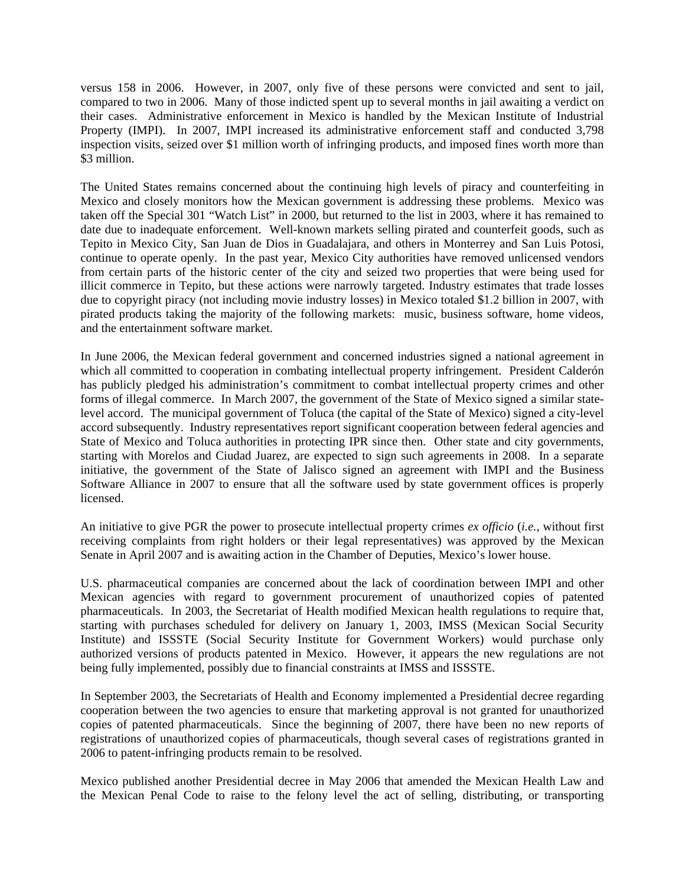versus 158 in 2006. However, in 2007, only five of these persons were convicted and sent to jail, compared to two in 2006. Many of those indicted spent up to several months in jail awaiting a verdict on their cases. Administrative enforcement in Mexico is handled by the Mexican Institute of Industrial Property (IMPI). In 2007, IMPI increased its administrative enforcement staff and conducted 3,798 inspection visits, seized over $1 million worth of infringing products, and imposed fines worth more than $3 million.

The United States remains concerned about the continuing high levels of piracy and counterfeiting in Mexico and closely monitors how the Mexican government is addressing these problems. Mexico was taken off the Special 301 "Watch List" in 2000, but returned to the list in 2003, where it has remained to date due to inadequate enforcement. Well-known markets selling pirated and counterfeit goods, such as Tepito in Mexico City, San Juan de Dios in Guadalajara, and others in Monterrey and San Luis Potosi, continue to operate openly. In the past year, Mexico City authorities have removed unlicensed vendors from certain parts of the historic center of the city and seized two properties that were being used for illicit commerce in Tepito, but these actions were narrowly targeted. Industry estimates that trade losses due to copyright piracy (not including movie industry losses) in Mexico totaled $1.2 billion in 2007, with pirated products taking the majority of the following markets: music, business software, home videos, and the entertainment software market.

In June 2006, the Mexican federal government and concerned industries signed a national agreement in which all committed to cooperation in combating intellectual property infringement. President Calderón has publicly pledged his administration's commitment to combat intellectual property crimes and other forms of illegal commerce. In March 2007, the government of the State of Mexico signed a similar state-level accord. The municipal government of Toluca (the capital of the State of Mexico) signed a city-level accord subsequently. Industry representatives report significant cooperation between federal agencies and State of Mexico and Toluca authorities in protecting IPR since then. Other state and city governments, starting with Morelos and Ciudad Juarez, are expected to sign such agreements in 2008. In a separate initiative, the government of the State of Jalisco signed an agreement with IMPI and the Business Software Alliance in 2007 to ensure that all the software used by state government offices is properly licensed.

An initiative to give PGR the power to prosecute intellectual property crimes *ex officio* (*i.e.*, without first receiving complaints from right holders or their legal representatives) was approved by the Mexican Senate in April 2007 and is awaiting action in the Chamber of Deputies, Mexico's lower house.

U.S. pharmaceutical companies are concerned about the lack of coordination between IMPI and other Mexican agencies with regard to government procurement of unauthorized copies of patented pharmaceuticals. In 2003, the Secretariat of Health modified Mexican health regulations to require that, starting with purchases scheduled for delivery on January 1, 2003, IMSS (Mexican Social Security Institute) and ISSSTE (Social Security Institute for Government Workers) would purchase only authorized versions of products patented in Mexico. However, it appears the new regulations are not being fully implemented, possibly due to financial constraints at IMSS and ISSSTE.

In September 2003, the Secretariats of Health and Economy implemented a Presidential decree regarding cooperation between the two agencies to ensure that marketing approval is not granted for unauthorized copies of patented pharmaceuticals. Since the beginning of 2007, there have been no new reports of registrations of unauthorized copies of pharmaceuticals, though several cases of registrations granted in 2006 to patent-infringing products remain to be resolved.

Mexico published another Presidential decree in May 2006 that amended the Mexican Health Law and the Mexican Penal Code to raise to the felony level the act of selling, distributing, or transporting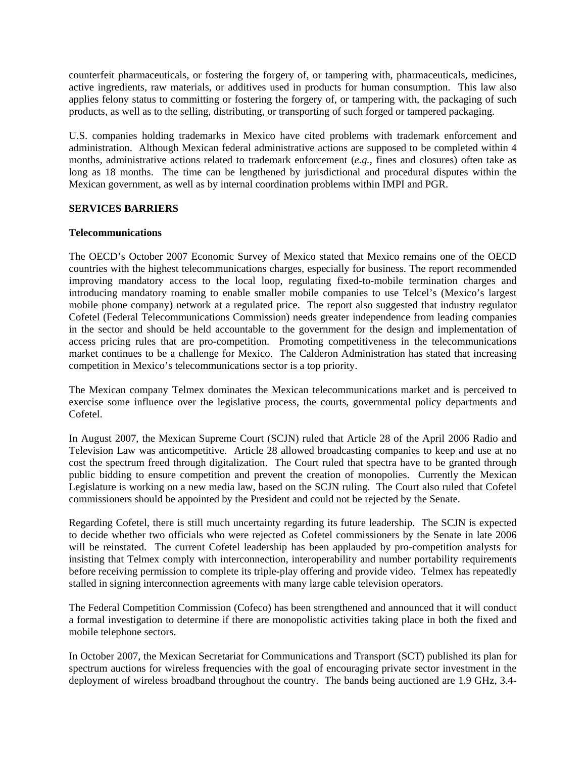counterfeit pharmaceuticals, or fostering the forgery of, or tampering with, pharmaceuticals, medicines, active ingredients, raw materials, or additives used in products for human consumption. This law also applies felony status to committing or fostering the forgery of, or tampering with, the packaging of such products, as well as to the selling, distributing, or transporting of such forged or tampered packaging.

U.S. companies holding trademarks in Mexico have cited problems with trademark enforcement and administration. Although Mexican federal administrative actions are supposed to be completed within 4 months, administrative actions related to trademark enforcement (*e.g.*, fines and closures) often take as long as 18 months. The time can be lengthened by jurisdictional and procedural disputes within the Mexican government, as well as by internal coordination problems within IMPI and PGR.

## SERVICES BARRIERS

### Telecommunications

The OECD's October 2007 Economic Survey of Mexico stated that Mexico remains one of the OECD countries with the highest telecommunications charges, especially for business. The report recommended improving mandatory access to the local loop, regulating fixed-to-mobile termination charges and introducing mandatory roaming to enable smaller mobile companies to use Telcel's (Mexico's largest mobile phone company) network at a regulated price. The report also suggested that industry regulator Cofetel (Federal Telecommunications Commission) needs greater independence from leading companies in the sector and should be held accountable to the government for the design and implementation of access pricing rules that are pro-competition. Promoting competitiveness in the telecommunications market continues to be a challenge for Mexico. The Calderon Administration has stated that increasing competition in Mexico's telecommunications sector is a top priority.

The Mexican company Telmex dominates the Mexican telecommunications market and is perceived to exercise some influence over the legislative process, the courts, governmental policy departments and Cofetel.

In August 2007, the Mexican Supreme Court (SCJN) ruled that Article 28 of the April 2006 Radio and Television Law was anticompetitive. Article 28 allowed broadcasting companies to keep and use at no cost the spectrum freed through digitalization. The Court ruled that spectra have to be granted through public bidding to ensure competition and prevent the creation of monopolies. Currently the Mexican Legislature is working on a new media law, based on the SCJN ruling. The Court also ruled that Cofetel commissioners should be appointed by the President and could not be rejected by the Senate.

Regarding Cofetel, there is still much uncertainty regarding its future leadership. The SCJN is expected to decide whether two officials who were rejected as Cofetel commissioners by the Senate in late 2006 will be reinstated. The current Cofetel leadership has been applauded by pro-competition analysts for insisting that Telmex comply with interconnection, interoperability and number portability requirements before receiving permission to complete its triple-play offering and provide video. Telmex has repeatedly stalled in signing interconnection agreements with many large cable television operators.

The Federal Competition Commission (Cofeco) has been strengthened and announced that it will conduct a formal investigation to determine if there are monopolistic activities taking place in both the fixed and mobile telephone sectors.

In October 2007, the Mexican Secretariat for Communications and Transport (SCT) published its plan for spectrum auctions for wireless frequencies with the goal of encouraging private sector investment in the deployment of wireless broadband throughout the country. The bands being auctioned are 1.9 GHz, 3.4-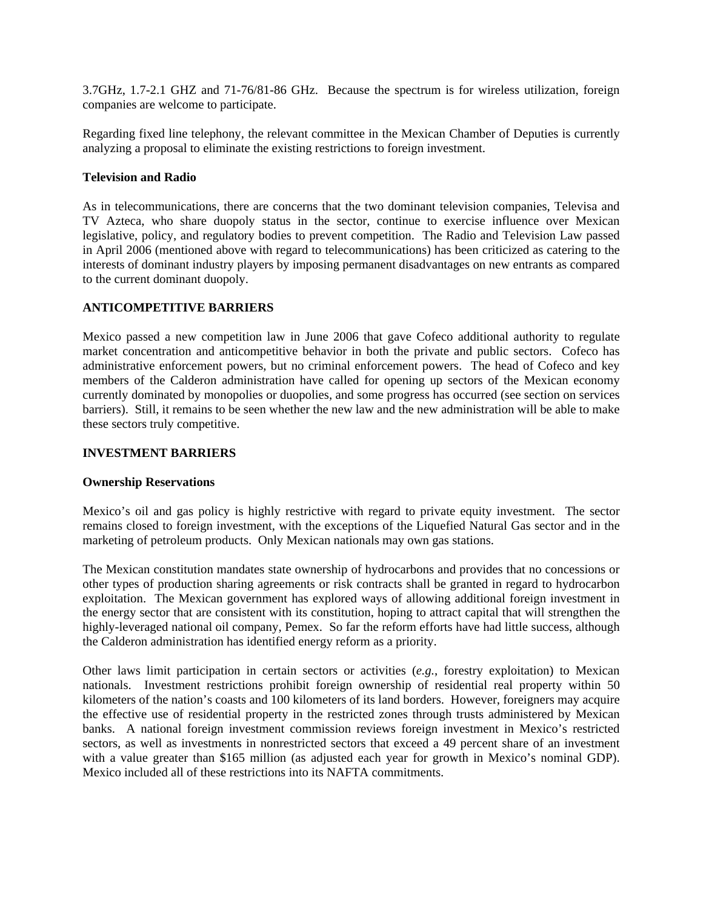3.7GHz, 1.7-2.1 GHZ and 71-76/81-86 GHz. Because the spectrum is for wireless utilization, foreign companies are welcome to participate.

Regarding fixed line telephony, the relevant committee in the Mexican Chamber of Deputies is currently analyzing a proposal to eliminate the existing restrictions to foreign investment.

**Television and Radio**

As in telecommunications, there are concerns that the two dominant television companies, Televisa and TV Azteca, who share duopoly status in the sector, continue to exercise influence over Mexican legislative, policy, and regulatory bodies to prevent competition. The Radio and Television Law passed in April 2006 (mentioned above with regard to telecommunications) has been criticized as catering to the interests of dominant industry players by imposing permanent disadvantages on new entrants as compared to the current dominant duopoly.

## ANTICOMPETITIVE BARRIERS

Mexico passed a new competition law in June 2006 that gave Cofeco additional authority to regulate market concentration and anticompetitive behavior in both the private and public sectors. Cofeco has administrative enforcement powers, but no criminal enforcement powers. The head of Cofeco and key members of the Calderon administration have called for opening up sectors of the Mexican economy currently dominated by monopolies or duopolies, and some progress has occurred (see section on services barriers). Still, it remains to be seen whether the new law and the new administration will be able to make these sectors truly competitive.

## INVESTMENT BARRIERS

**Ownership Reservations**

Mexico's oil and gas policy is highly restrictive with regard to private equity investment. The sector remains closed to foreign investment, with the exceptions of the Liquefied Natural Gas sector and in the marketing of petroleum products. Only Mexican nationals may own gas stations.

The Mexican constitution mandates state ownership of hydrocarbons and provides that no concessions or other types of production sharing agreements or risk contracts shall be granted in regard to hydrocarbon exploitation. The Mexican government has explored ways of allowing additional foreign investment in the energy sector that are consistent with its constitution, hoping to attract capital that will strengthen the highly-leveraged national oil company, Pemex. So far the reform efforts have had little success, although the Calderon administration has identified energy reform as a priority.

Other laws limit participation in certain sectors or activities (*e.g.*, forestry exploitation) to Mexican nationals. Investment restrictions prohibit foreign ownership of residential real property within 50 kilometers of the nation's coasts and 100 kilometers of its land borders. However, foreigners may acquire the effective use of residential property in the restricted zones through trusts administered by Mexican banks. A national foreign investment commission reviews foreign investment in Mexico's restricted sectors, as well as investments in nonrestricted sectors that exceed a 49 percent share of an investment with a value greater than $165 million (as adjusted each year for growth in Mexico's nominal GDP). Mexico included all of these restrictions into its NAFTA commitments.